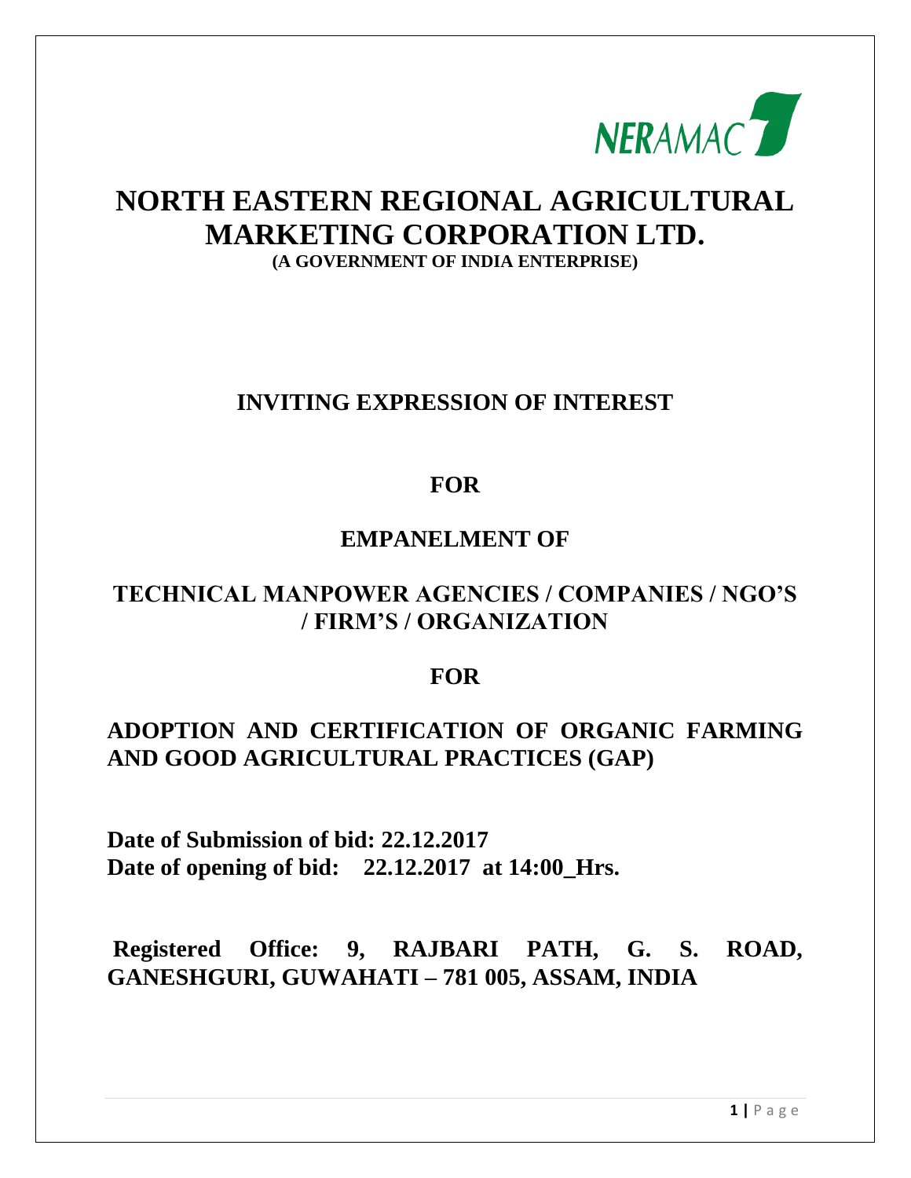NERAMAC

# NORTH EASTERN REGIONAL AGRICULTURAL MARKETING CORPORATION LTD.

**(A GOVERNMENT OF INDIA ENTERPRISE)**

## INVITING EXPRESSION OF INTEREST

## FOR

## EMPANELMENT OF

## TECHNICAL MANPOWER AGENCIES / COMPANIES / NGO'S / FIRM'S / ORGANIZATION

## FOR

## ADOPTION AND CERTIFICATION OF ORGANIC FARMING AND GOOD AGRICULTURAL PRACTICES (GAP)

**Date of Submission of bid: 22.12.2017**
**Date of opening of bid: 22.12.2017 at 14:00_Hrs.**

**Registered Office: 9, RAJBARI PATH, G. S. ROAD, GANESHGURI, GUWAHATI – 781 005, ASSAM, INDIA**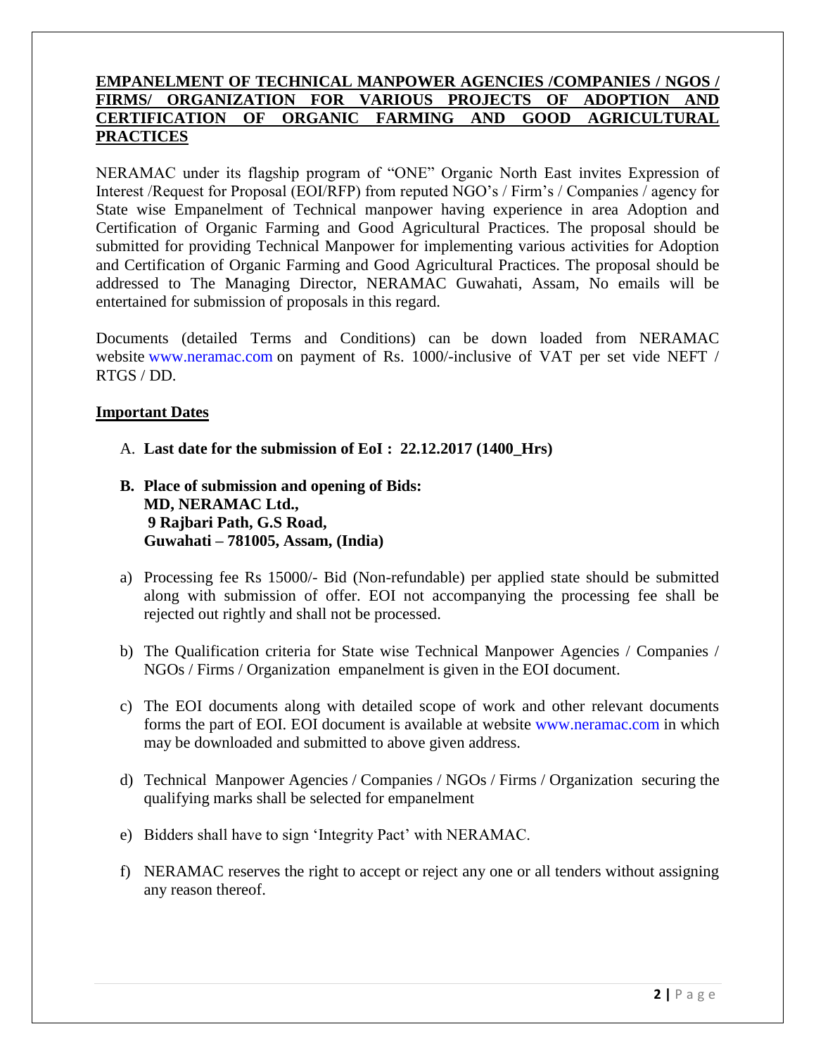## **EMPANELMENT OF TECHNICAL MANPOWER AGENCIES /COMPANIES / NGOS / FIRMS/ ORGANIZATION FOR VARIOUS PROJECTS OF ADOPTION AND CERTIFICATION OF ORGANIC FARMING AND GOOD AGRICULTURAL PRACTICES**

NERAMAC under its flagship program of "ONE" Organic North East invites Expression of Interest /Request for Proposal (EOI/RFP) from reputed NGO's / Firm's / Companies / agency for State wise Empanelment of Technical manpower having experience in area Adoption and Certification of Organic Farming and Good Agricultural Practices. The proposal should be submitted for providing Technical Manpower for implementing various activities for Adoption and Certification of Organic Farming and Good Agricultural Practices. The proposal should be addressed to The Managing Director, NERAMAC Guwahati, Assam, No emails will be entertained for submission of proposals in this regard.

Documents (detailed Terms and Conditions) can be down loaded from NERAMAC website www.neramac.com on payment of Rs. 1000/-inclusive of VAT per set vide NEFT / RTGS / DD.

**Important Dates**

A. **Last date for the submission of EoI : 22.12.2017 (1400_Hrs)**

B. **Place of submission and opening of Bids:**
   **MD, NERAMAC Ltd.,**
   **9 Rajbari Path, G.S Road,**
   **Guwahati – 781005, Assam, (India)**

a) Processing fee Rs 15000/- Bid (Non-refundable) per applied state should be submitted along with submission of offer. EOI not accompanying the processing fee shall be rejected out rightly and shall not be processed.

b) The Qualification criteria for State wise Technical Manpower Agencies / Companies / NGOs / Firms / Organization empanelment is given in the EOI document.

c) The EOI documents along with detailed scope of work and other relevant documents forms the part of EOI. EOI document is available at website www.neramac.com in which may be downloaded and submitted to above given address.

d) Technical Manpower Agencies / Companies / NGOs / Firms / Organization securing the qualifying marks shall be selected for empanelment

e) Bidders shall have to sign 'Integrity Pact' with NERAMAC.

f) NERAMAC reserves the right to accept or reject any one or all tenders without assigning any reason thereof.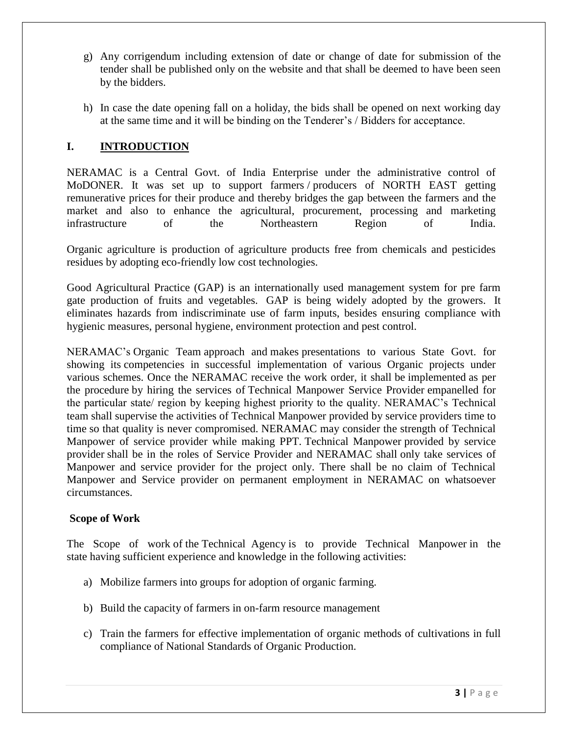g) Any corrigendum including extension of date or change of date for submission of the tender shall be published only on the website and that shall be deemed to have been seen by the bidders.

h) In case the date opening fall on a holiday, the bids shall be opened on next working day at the same time and it will be binding on the Tenderer's / Bidders for acceptance.

## I. INTRODUCTION

NERAMAC is a Central Govt. of India Enterprise under the administrative control of MoDONER. It was set up to support farmers / producers of NORTH EAST getting remunerative prices for their produce and thereby bridges the gap between the farmers and the market and also to enhance the agricultural, procurement, processing and marketing infrastructure of the Northeastern Region of India.

Organic agriculture is production of agriculture products free from chemicals and pesticides residues by adopting eco-friendly low cost technologies.

Good Agricultural Practice (GAP) is an internationally used management system for pre farm gate production of fruits and vegetables. GAP is being widely adopted by the growers. It eliminates hazards from indiscriminate use of farm inputs, besides ensuring compliance with hygienic measures, personal hygiene, environment protection and pest control.

NERAMAC's Organic Team approach and makes presentations to various State Govt. for showing its competencies in successful implementation of various Organic projects under various schemes. Once the NERAMAC receive the work order, it shall be implemented as per the procedure by hiring the services of Technical Manpower Service Provider empanelled for the particular state/ region by keeping highest priority to the quality. NERAMAC's Technical team shall supervise the activities of Technical Manpower provided by service providers time to time so that quality is never compromised. NERAMAC may consider the strength of Technical Manpower of service provider while making PPT. Technical Manpower provided by service provider shall be in the roles of Service Provider and NERAMAC shall only take services of Manpower and service provider for the project only. There shall be no claim of Technical Manpower and Service provider on permanent employment in NERAMAC on whatsoever circumstances.

### Scope of Work

The Scope of work of the Technical Agency is to provide Technical Manpower in the state having sufficient experience and knowledge in the following activities:

a) Mobilize farmers into groups for adoption of organic farming.

b) Build the capacity of farmers in on-farm resource management

c) Train the farmers for effective implementation of organic methods of cultivations in full compliance of National Standards of Organic Production.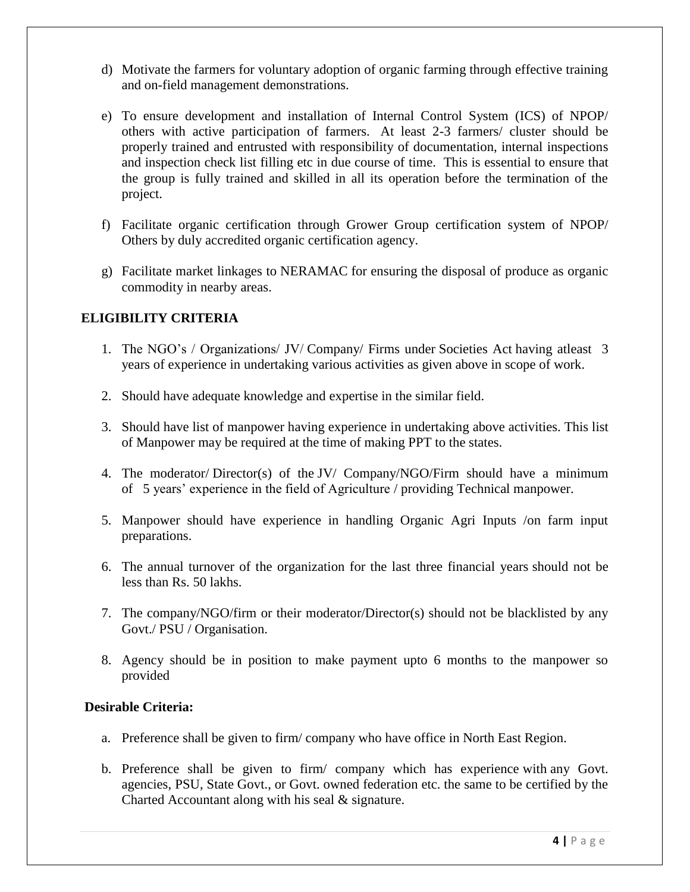d) Motivate the farmers for voluntary adoption of organic farming through effective training and on-field management demonstrations.

e) To ensure development and installation of Internal Control System (ICS) of NPOP/ others with active participation of farmers. At least 2-3 farmers/ cluster should be properly trained and entrusted with responsibility of documentation, internal inspections and inspection check list filling etc in due course of time. This is essential to ensure that the group is fully trained and skilled in all its operation before the termination of the project.

f) Facilitate organic certification through Grower Group certification system of NPOP/ Others by duly accredited organic certification agency.

g) Facilitate market linkages to NERAMAC for ensuring the disposal of produce as organic commodity in nearby areas.

## ELIGIBILITY CRITERIA

1. The NGO's / Organizations/ JV/ Company/ Firms under Societies Act having atleast 3 years of experience in undertaking various activities as given above in scope of work.

2. Should have adequate knowledge and expertise in the similar field.

3. Should have list of manpower having experience in undertaking above activities. This list of Manpower may be required at the time of making PPT to the states.

4. The moderator/ Director(s) of the JV/ Company/NGO/Firm should have a minimum of 5 years' experience in the field of Agriculture / providing Technical manpower.

5. Manpower should have experience in handling Organic Agri Inputs /on farm input preparations.

6. The annual turnover of the organization for the last three financial years should not be less than Rs. 50 lakhs.

7. The company/NGO/firm or their moderator/Director(s) should not be blacklisted by any Govt./ PSU / Organisation.

8. Agency should be in position to make payment upto 6 months to the manpower so provided

### Desirable Criteria:

a. Preference shall be given to firm/ company who have office in North East Region.

b. Preference shall be given to firm/ company which has experience with any Govt. agencies, PSU, State Govt., or Govt. owned federation etc. the same to be certified by the Charted Accountant along with his seal & signature.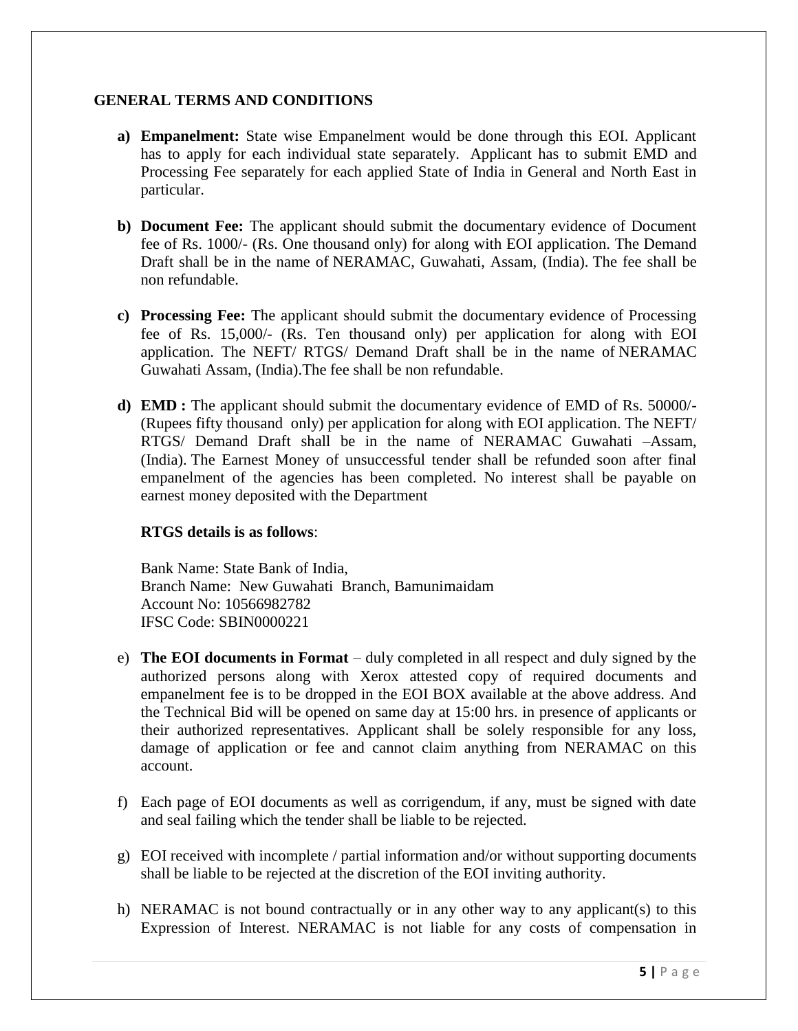## GENERAL TERMS AND CONDITIONS

a) **Empanelment:** State wise Empanelment would be done through this EOI. Applicant has to apply for each individual state separately. Applicant has to submit EMD and Processing Fee separately for each applied State of India in General and North East in particular.

b) **Document Fee:** The applicant should submit the documentary evidence of Document fee of Rs. 1000/- (Rs. One thousand only) for along with EOI application. The Demand Draft shall be in the name of NERAMAC, Guwahati, Assam, (India). The fee shall be non refundable.

c) **Processing Fee:** The applicant should submit the documentary evidence of Processing fee of Rs. 15,000/- (Rs. Ten thousand only) per application for along with EOI application. The NEFT/ RTGS/ Demand Draft shall be in the name of NERAMAC Guwahati Assam, (India).The fee shall be non refundable.

d) **EMD :** The applicant should submit the documentary evidence of EMD of Rs. 50000/- (Rupees fifty thousand only) per application for along with EOI application. The NEFT/ RTGS/ Demand Draft shall be in the name of NERAMAC Guwahati –Assam, (India). The Earnest Money of unsuccessful tender shall be refunded soon after final empanelment of the agencies has been completed. No interest shall be payable on earnest money deposited with the Department

   **RTGS details is as follows**:

   Bank Name: State Bank of India,
   Branch Name: New Guwahati Branch, Bamunimaidam
   Account No: 10566982782
   IFSC Code: SBIN0000221

e) **The EOI documents in Format** – duly completed in all respect and duly signed by the authorized persons along with Xerox attested copy of required documents and empanelment fee is to be dropped in the EOI BOX available at the above address. And the Technical Bid will be opened on same day at 15:00 hrs. in presence of applicants or their authorized representatives. Applicant shall be solely responsible for any loss, damage of application or fee and cannot claim anything from NERAMAC on this account.

f) Each page of EOI documents as well as corrigendum, if any, must be signed with date and seal failing which the tender shall be liable to be rejected.

g) EOI received with incomplete / partial information and/or without supporting documents shall be liable to be rejected at the discretion of the EOI inviting authority.

h) NERAMAC is not bound contractually or in any other way to any applicant(s) to this Expression of Interest. NERAMAC is not liable for any costs of compensation in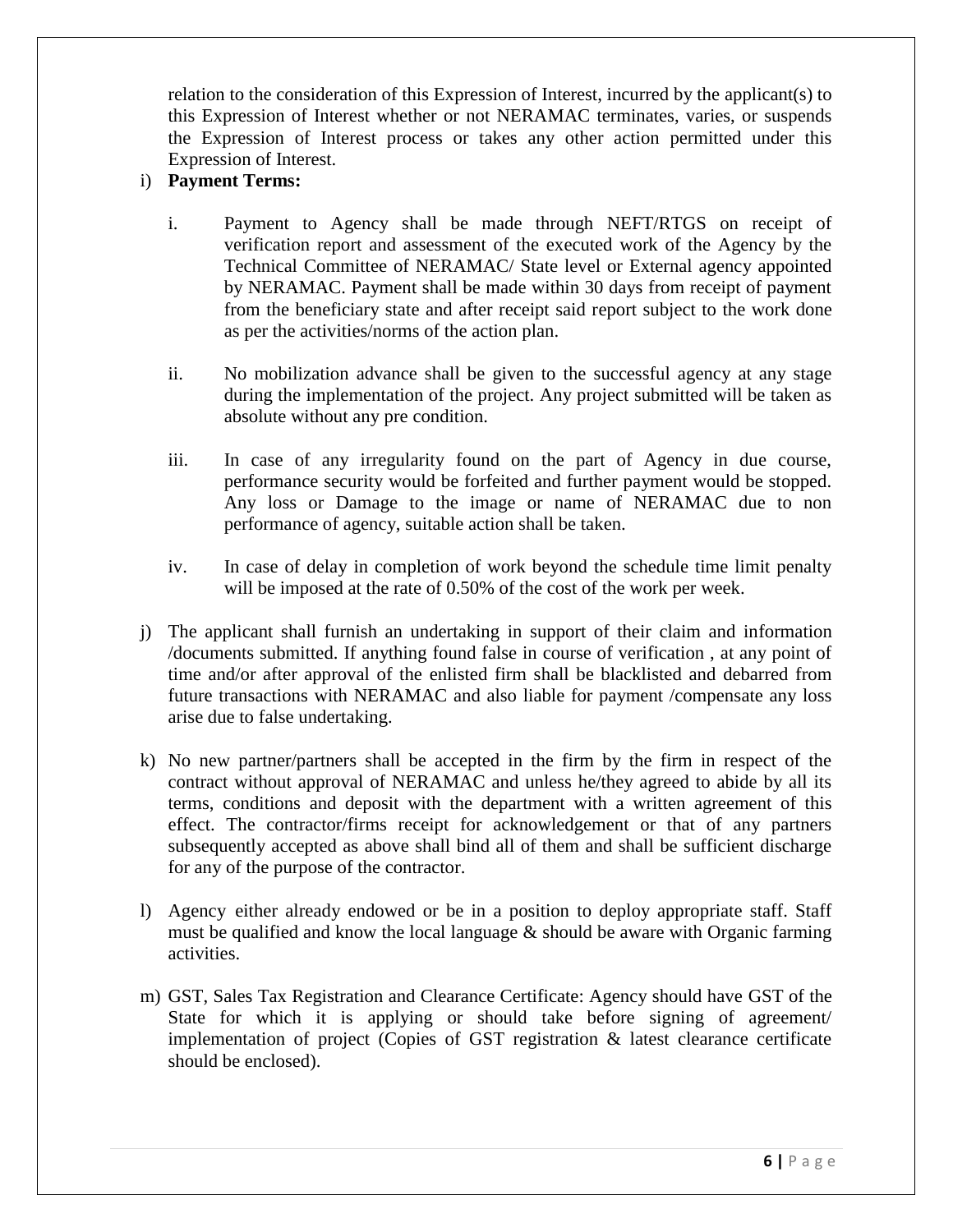relation to the consideration of this Expression of Interest, incurred by the applicant(s) to this Expression of Interest whether or not NERAMAC terminates, varies, or suspends the Expression of Interest process or takes any other action permitted under this Expression of Interest.

i) **Payment Terms:**

   i. Payment to Agency shall be made through NEFT/RTGS on receipt of verification report and assessment of the executed work of the Agency by the Technical Committee of NERAMAC/ State level or External agency appointed by NERAMAC. Payment shall be made within 30 days from receipt of payment from the beneficiary state and after receipt said report subject to the work done as per the activities/norms of the action plan.

   ii. No mobilization advance shall be given to the successful agency at any stage during the implementation of the project. Any project submitted will be taken as absolute without any pre condition.

   iii. In case of any irregularity found on the part of Agency in due course, performance security would be forfeited and further payment would be stopped. Any loss or Damage to the image or name of NERAMAC due to non performance of agency, suitable action shall be taken.

   iv. In case of delay in completion of work beyond the schedule time limit penalty will be imposed at the rate of 0.50% of the cost of the work per week.

j) The applicant shall furnish an undertaking in support of their claim and information /documents submitted. If anything found false in course of verification , at any point of time and/or after approval of the enlisted firm shall be blacklisted and debarred from future transactions with NERAMAC and also liable for payment /compensate any loss arise due to false undertaking.

k) No new partner/partners shall be accepted in the firm by the firm in respect of the contract without approval of NERAMAC and unless he/they agreed to abide by all its terms, conditions and deposit with the department with a written agreement of this effect. The contractor/firms receipt for acknowledgement or that of any partners subsequently accepted as above shall bind all of them and shall be sufficient discharge for any of the purpose of the contractor.

l) Agency either already endowed or be in a position to deploy appropriate staff. Staff must be qualified and know the local language & should be aware with Organic farming activities.

m) GST, Sales Tax Registration and Clearance Certificate: Agency should have GST of the State for which it is applying or should take before signing of agreement/ implementation of project (Copies of GST registration & latest clearance certificate should be enclosed).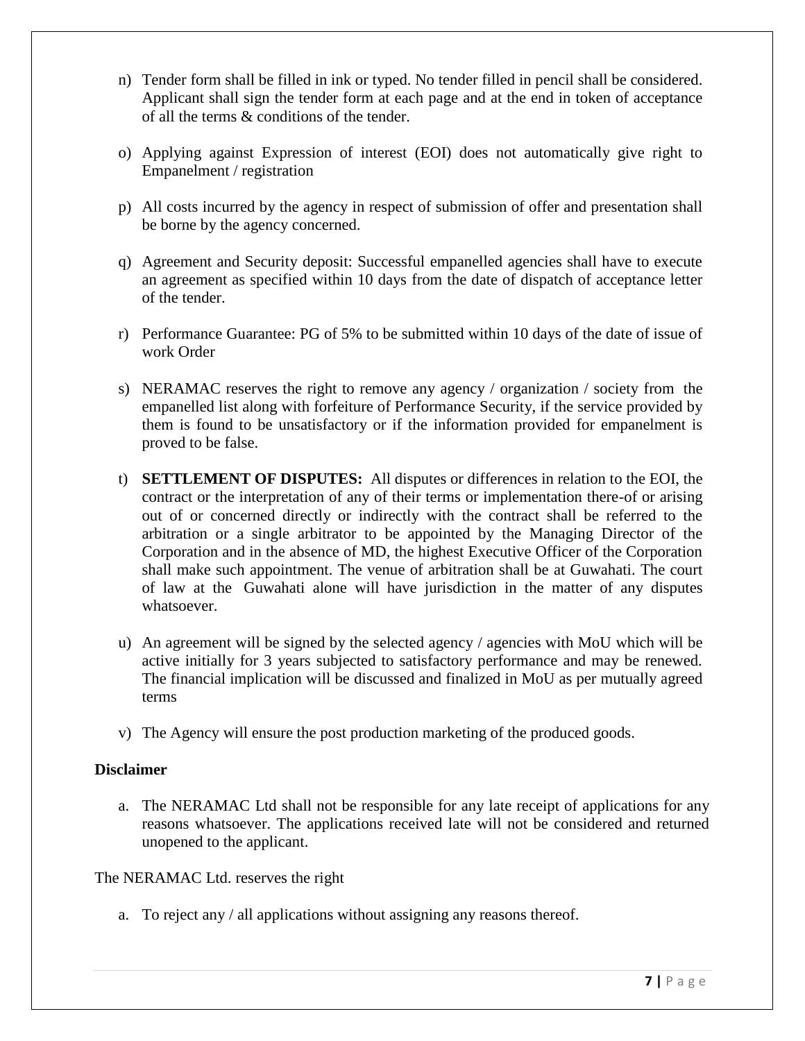n) Tender form shall be filled in ink or typed. No tender filled in pencil shall be considered. Applicant shall sign the tender form at each page and at the end in token of acceptance of all the terms & conditions of the tender.

o) Applying against Expression of interest (EOI) does not automatically give right to Empanelment / registration

p) All costs incurred by the agency in respect of submission of offer and presentation shall be borne by the agency concerned.

q) Agreement and Security deposit: Successful empanelled agencies shall have to execute an agreement as specified within 10 days from the date of dispatch of acceptance letter of the tender.

r) Performance Guarantee: PG of 5% to be submitted within 10 days of the date of issue of work Order

s) NERAMAC reserves the right to remove any agency / organization / society from the empanelled list along with forfeiture of Performance Security, if the service provided by them is found to be unsatisfactory or if the information provided for empanelment is proved to be false.

t) **SETTLEMENT OF DISPUTES:** All disputes or differences in relation to the EOI, the contract or the interpretation of any of their terms or implementation there-of or arising out of or concerned directly or indirectly with the contract shall be referred to the arbitration or a single arbitrator to be appointed by the Managing Director of the Corporation and in the absence of MD, the highest Executive Officer of the Corporation shall make such appointment. The venue of arbitration shall be at Guwahati. The court of law at the Guwahati alone will have jurisdiction in the matter of any disputes whatsoever.

u) An agreement will be signed by the selected agency / agencies with MoU which will be active initially for 3 years subjected to satisfactory performance and may be renewed. The financial implication will be discussed and finalized in MoU as per mutually agreed terms

v) The Agency will ensure the post production marketing of the produced goods.

**Disclaimer**

a. The NERAMAC Ltd shall not be responsible for any late receipt of applications for any reasons whatsoever. The applications received late will not be considered and returned unopened to the applicant.

The NERAMAC Ltd. reserves the right

a. To reject any / all applications without assigning any reasons thereof.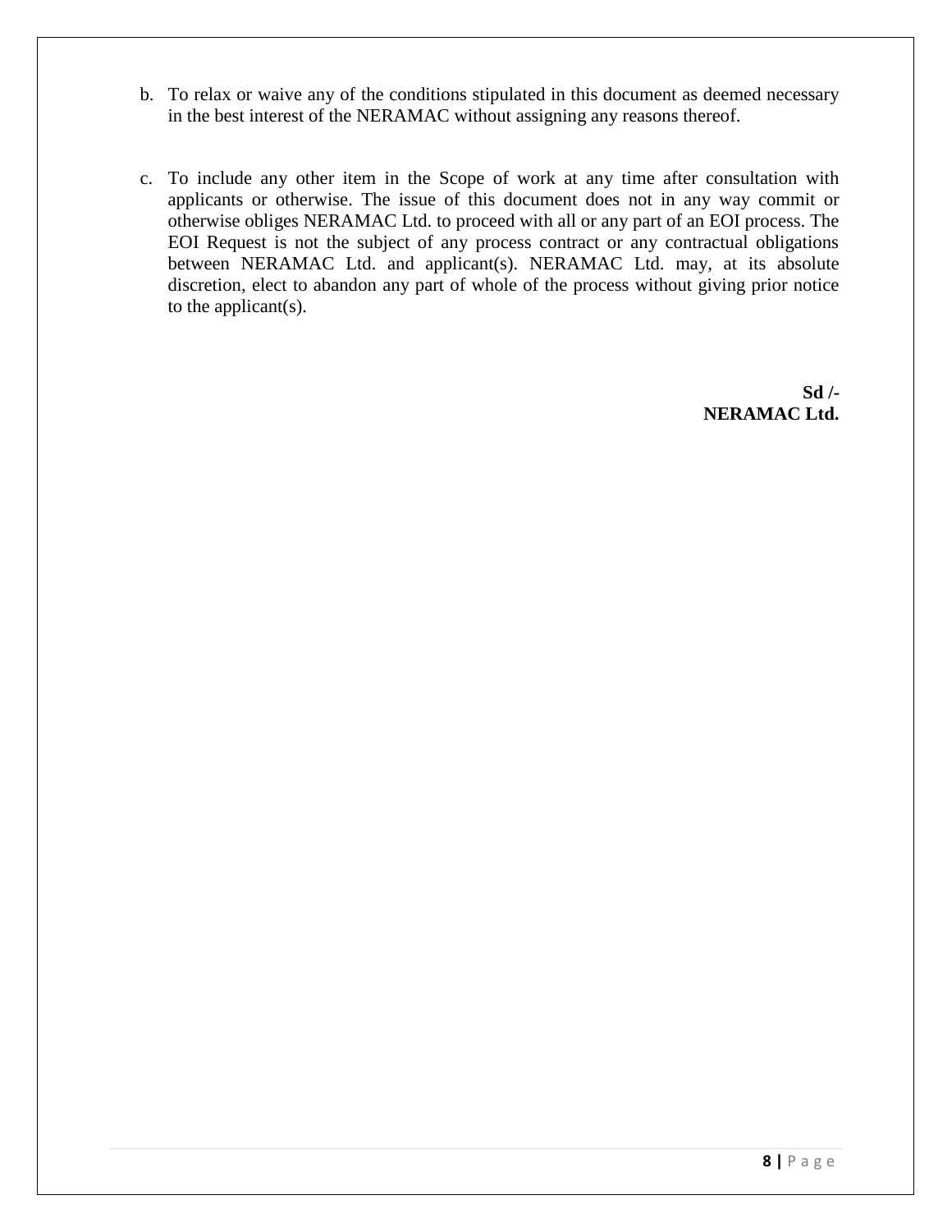b. To relax or waive any of the conditions stipulated in this document as deemed necessary in the best interest of the NERAMAC without assigning any reasons thereof.

c. To include any other item in the Scope of work at any time after consultation with applicants or otherwise. The issue of this document does not in any way commit or otherwise obliges NERAMAC Ltd. to proceed with all or any part of an EOI process. The EOI Request is not the subject of any process contract or any contractual obligations between NERAMAC Ltd. and applicant(s). NERAMAC Ltd. may, at its absolute discretion, elect to abandon any part of whole of the process without giving prior notice to the applicant(s).

**Sd /-**
**NERAMAC Ltd.**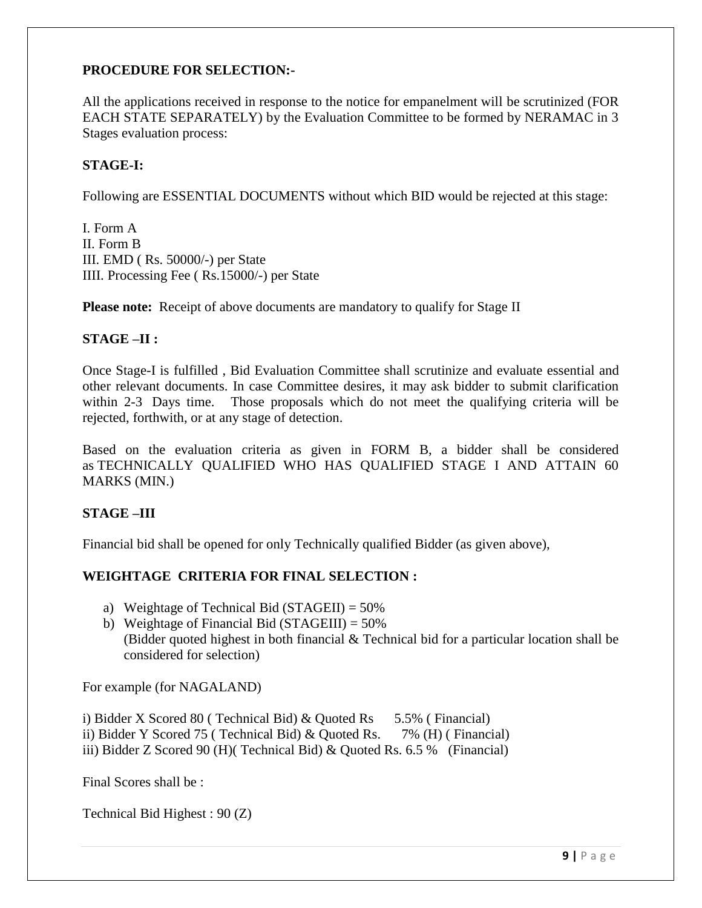**PROCEDURE FOR SELECTION:-**

All the applications received in response to the notice for empanelment will be scrutinized (FOR EACH STATE SEPARATELY) by the Evaluation Committee to be formed by NERAMAC in 3 Stages evaluation process:

**STAGE-I:**

Following are ESSENTIAL DOCUMENTS without which BID would be rejected at this stage:

I. Form A
II. Form B
III. EMD ( Rs. 50000/-) per State
IIII. Processing Fee ( Rs.15000/-) per State

**Please note:** Receipt of above documents are mandatory to qualify for Stage II

**STAGE –II :**

Once Stage-I is fulfilled , Bid Evaluation Committee shall scrutinize and evaluate essential and other relevant documents. In case Committee desires, it may ask bidder to submit clarification within 2-3 Days time. Those proposals which do not meet the qualifying criteria will be rejected, forthwith, or at any stage of detection.

Based on the evaluation criteria as given in FORM B, a bidder shall be considered as TECHNICALLY QUALIFIED WHO HAS QUALIFIED STAGE I AND ATTAIN 60 MARKS (MIN.)

**STAGE –III**

Financial bid shall be opened for only Technically qualified Bidder (as given above),

**WEIGHTAGE CRITERIA FOR FINAL SELECTION :**

a) Weightage of Technical Bid (STAGEII) = 50%
b) Weightage of Financial Bid (STAGEIII) = 50%
   (Bidder quoted highest in both financial & Technical bid for a particular location shall be considered for selection)

For example (for NAGALAND)

i) Bidder X Scored 80 ( Technical Bid) & Quoted Rs 5.5% ( Financial)
ii) Bidder Y Scored 75 ( Technical Bid) & Quoted Rs. 7% (H) ( Financial)
iii) Bidder Z Scored 90 (H)( Technical Bid) & Quoted Rs. 6.5 % (Financial)

Final Scores shall be :

Technical Bid Highest : 90 (Z)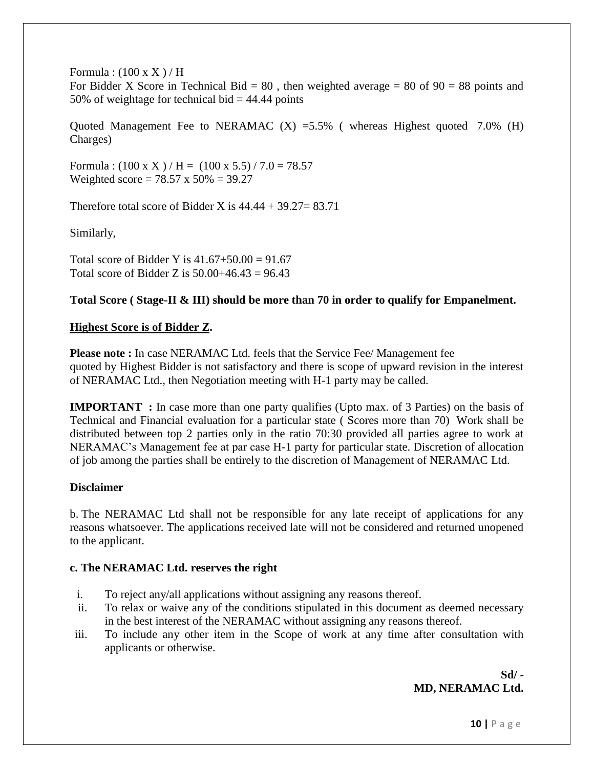Formula : $(100 \times X) / H$

For Bidder X Score in Technical Bid = 80 , then weighted average = 80 of 90 = 88 points and 50% of weightage for technical bid = 44.44 points

Quoted Management Fee to NERAMAC (X) =5.5% ( whereas Highest quoted 7.0% (H) Charges)

Formula : $(100 \times X) / H = (100 \times 5.5) / 7.0 = 78.57$

Weighted score = $78.57 \times 50\% = 39.27$

Therefore total score of Bidder X is $44.44 + 39.27 = 83.71$

Similarly,

Total score of Bidder Y is $41.67+50.00 = 91.67$

Total score of Bidder Z is $50.00+46.43 = 96.43$

**Total Score ( Stage-II & III) should be more than 70 in order to qualify for Empanelment.**

**<u>Highest Score is of Bidder Z</u>.**

**Please note :** In case NERAMAC Ltd. feels that the Service Fee/ Management fee quoted by Highest Bidder is not satisfactory and there is scope of upward revision in the interest of NERAMAC Ltd., then Negotiation meeting with H-1 party may be called.

**IMPORTANT :** In case more than one party qualifies (Upto max. of 3 Parties) on the basis of Technical and Financial evaluation for a particular state ( Scores more than 70) Work shall be distributed between top 2 parties only in the ratio 70:30 provided all parties agree to work at NERAMAC's Management fee at par case H-1 party for particular state. Discretion of allocation of job among the parties shall be entirely to the discretion of Management of NERAMAC Ltd.

**Disclaimer**

b. The NERAMAC Ltd shall not be responsible for any late receipt of applications for any reasons whatsoever. The applications received late will not be considered and returned unopened to the applicant.

**c. The NERAMAC Ltd. reserves the right**

i. To reject any/all applications without assigning any reasons thereof.

ii. To relax or waive any of the conditions stipulated in this document as deemed necessary in the best interest of the NERAMAC without assigning any reasons thereof.

iii. To include any other item in the Scope of work at any time after consultation with applicants or otherwise.

**Sd/ -**
**MD, NERAMAC Ltd.**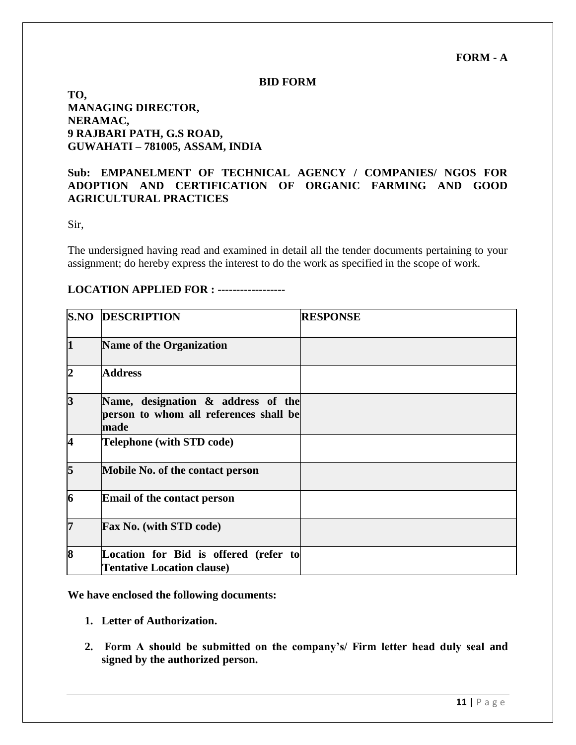**FORM - A**

**BID FORM**

**TO,**
**MANAGING DIRECTOR,**
**NERAMAC,**
**9 RAJBARI PATH, G.S ROAD,**
**GUWAHATI – 781005, ASSAM, INDIA**

**Sub: EMPANELMENT OF TECHNICAL AGENCY / COMPANIES/ NGOS FOR ADOPTION AND CERTIFICATION OF ORGANIC FARMING AND GOOD AGRICULTURAL PRACTICES**

Sir,

The undersigned having read and examined in detail all the tender documents pertaining to your assignment; do hereby express the interest to do the work as specified in the scope of work.

**LOCATION APPLIED FOR : ------------------**

| S.NO | DESCRIPTION | RESPONSE |
|---|---|---|
| 1 | Name of the Organization | |
| 2 | Address | |
| 3 | Name, designation & address of the person to whom all references shall be made | |
| 4 | Telephone (with STD code) | |
| 5 | Mobile No. of the contact person | |
| 6 | Email of the contact person | |
| 7 | Fax No. (with STD code) | |
| 8 | Location for Bid is offered (refer to Tentative Location clause) | |

**We have enclosed the following documents:**

1. **Letter of Authorization.**
2. **Form A should be submitted on the company's/ Firm letter head duly seal and signed by the authorized person.**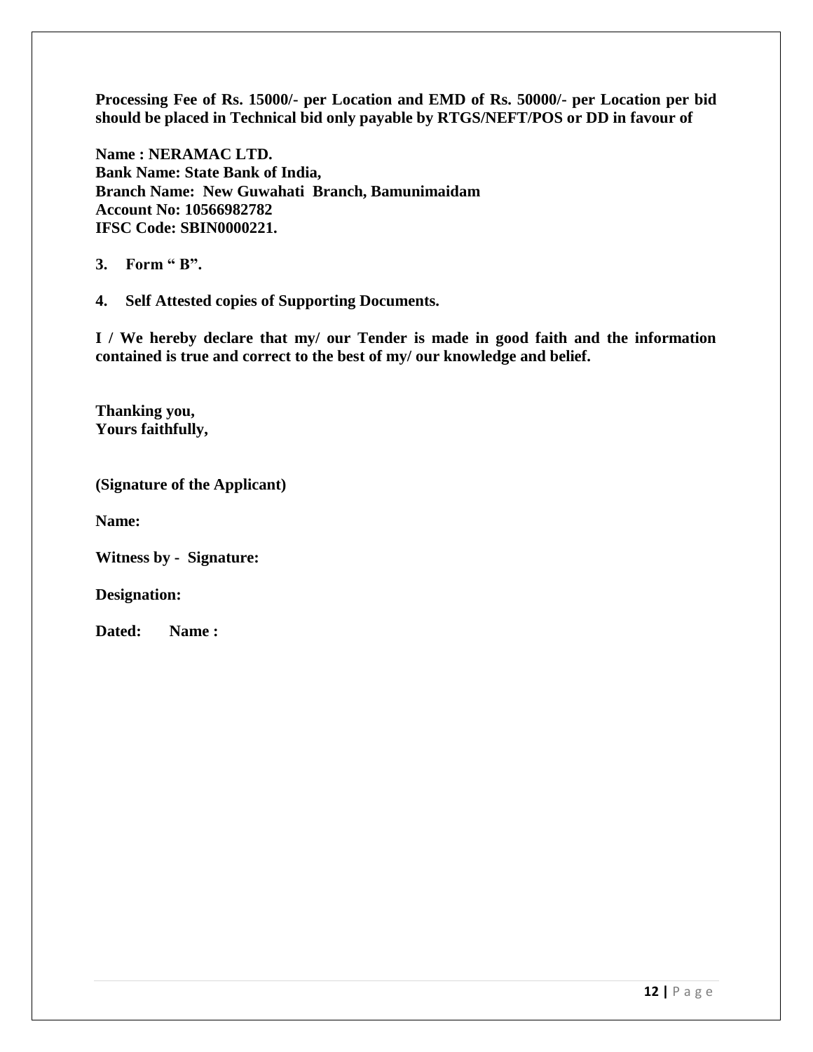**Processing Fee of Rs. 15000/- per Location and EMD of Rs. 50000/- per Location per bid should be placed in Technical bid only payable by RTGS/NEFT/POS or DD in favour of**

**Name : NERAMAC LTD.**
**Bank Name: State Bank of India,**
**Branch Name: New Guwahati Branch, Bamunimaidam**
**Account No: 10566982782**
**IFSC Code: SBIN0000221.**

**3. Form " B".**

**4. Self Attested copies of Supporting Documents.**

**I / We hereby declare that my/ our Tender is made in good faith and the information contained is true and correct to the best of my/ our knowledge and belief.**

**Thanking you,**
**Yours faithfully,**

**(Signature of the Applicant)**

**Name:**

**Witness by - Signature:**

**Designation:**

**Dated: Name :**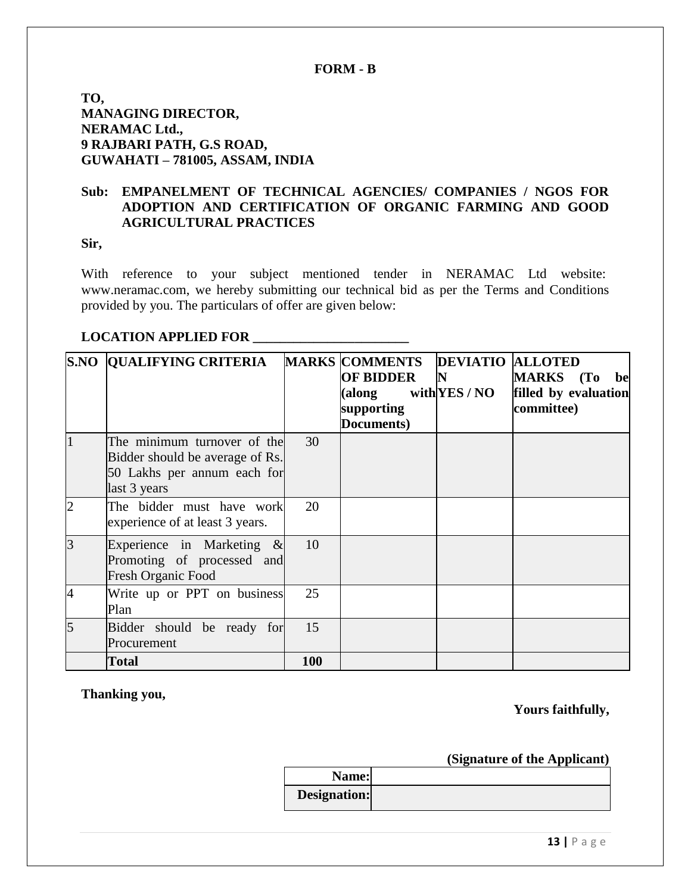## FORM - B

**TO,**
**MANAGING DIRECTOR,**
**NERAMAC Ltd.,**
**9 RAJBARI PATH, G.S ROAD,**
**GUWAHATI – 781005, ASSAM, INDIA**

**Sub: EMPANELMENT OF TECHNICAL AGENCIES/ COMPANIES / NGOS FOR ADOPTION AND CERTIFICATION OF ORGANIC FARMING AND GOOD AGRICULTURAL PRACTICES**

**Sir,**

With reference to your subject mentioned tender in NERAMAC Ltd website: www.neramac.com, we hereby submitting our technical bid as per the Terms and Conditions provided by you. The particulars of offer are given below:

**LOCATION APPLIED FOR ________________________**

| S.NO | QUALIFYING CRITERIA | MARKS | COMMENTS OF BIDDER (along with supporting Documents) | DEVIATION YES / NO | ALLOTED MARKS (To be filled by evaluation committee) |
|---|---|---|---|---|---|
| 1 | The minimum turnover of the Bidder should be average of Rs. 50 Lakhs per annum each for last 3 years | 30 | | | |
| 2 | The bidder must have work experience of at least 3 years. | 20 | | | |
| 3 | Experience in Marketing & Promoting of processed and Fresh Organic Food | 10 | | | |
| 4 | Write up or PPT on business Plan | 25 | | | |
| 5 | Bidder should be ready for Procurement | 15 | | | |
| | **Total** | **100** | | | |

**Thanking you,**

**Yours faithfully,**

**(Signature of the Applicant)**

| | |
|---|---|
| **Name:** | |
| **Designation:** | |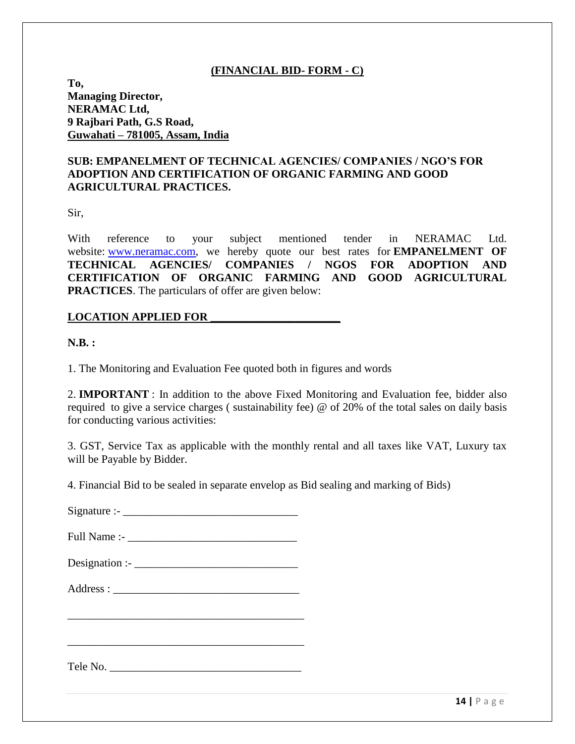## (FINANCIAL BID- FORM - C)

**To,**
**Managing Director,**
**NERAMAC Ltd,**
**9 Rajbari Path, G.S Road,**
**Guwahati – 781005, Assam, India**

**SUB: EMPANELMENT OF TECHNICAL AGENCIES/ COMPANIES / NGO'S FOR ADOPTION AND CERTIFICATION OF ORGANIC FARMING AND GOOD AGRICULTURAL PRACTICES.**

Sir,

With reference to your subject mentioned tender in NERAMAC Ltd. website: www.neramac.com, we hereby quote our best rates for **EMPANELMENT OF TECHNICAL AGENCIES/ COMPANIES / NGOS FOR ADOPTION AND CERTIFICATION OF ORGANIC FARMING AND GOOD AGRICULTURAL PRACTICES**. The particulars of offer are given below:

**LOCATION APPLIED FOR _______________________**

**N.B. :**

1. The Monitoring and Evaluation Fee quoted both in figures and words

2. **IMPORTANT** : In addition to the above Fixed Monitoring and Evaluation fee, bidder also required to give a service charges ( sustainability fee) @ of 20% of the total sales on daily basis for conducting various activities:

3. GST, Service Tax as applicable with the monthly rental and all taxes like VAT, Luxury tax will be Payable by Bidder.

4. Financial Bid to be sealed in separate envelop as Bid sealing and marking of Bids)

Signature :- _______________________________

Full Name :- ______________________________

Designation :- _____________________________

Address : _________________________________

__________________________________________

__________________________________________

Tele No. _________________________________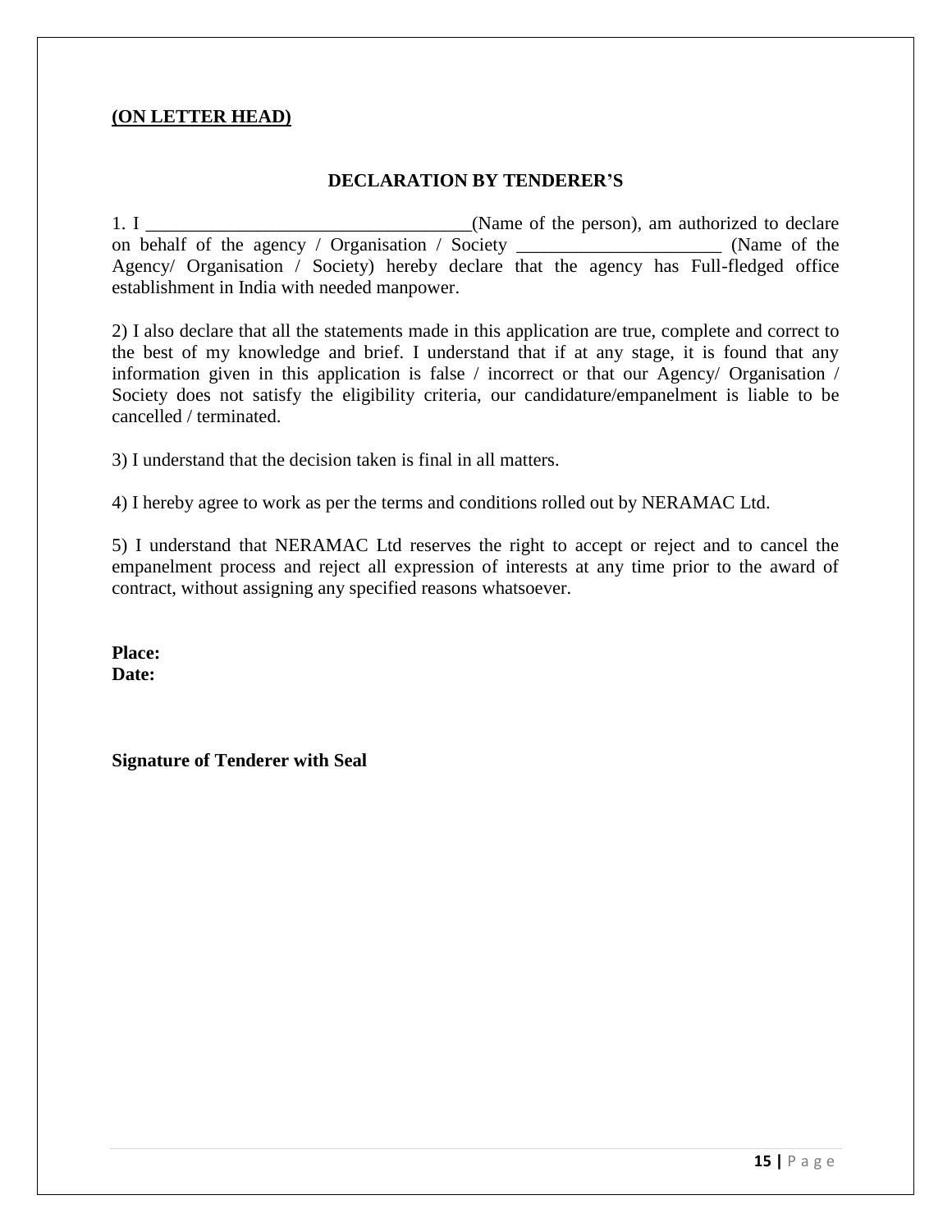**(ON LETTER HEAD)**

## DECLARATION BY TENDERER'S

1. I ___________________________________(Name of the person), am authorized to declare on behalf of the agency / Organisation / Society ______________________ (Name of the Agency/ Organisation / Society) hereby declare that the agency has Full-fledged office establishment in India with needed manpower.

2) I also declare that all the statements made in this application are true, complete and correct to the best of my knowledge and brief. I understand that if at any stage, it is found that any information given in this application is false / incorrect or that our Agency/ Organisation / Society does not satisfy the eligibility criteria, our candidature/empanelment is liable to be cancelled / terminated.

3) I understand that the decision taken is final in all matters.

4) I hereby agree to work as per the terms and conditions rolled out by NERAMAC Ltd.

5) I understand that NERAMAC Ltd reserves the right to accept or reject and to cancel the empanelment process and reject all expression of interests at any time prior to the award of contract, without assigning any specified reasons whatsoever.

**Place:**
**Date:**

**Signature of Tenderer with Seal**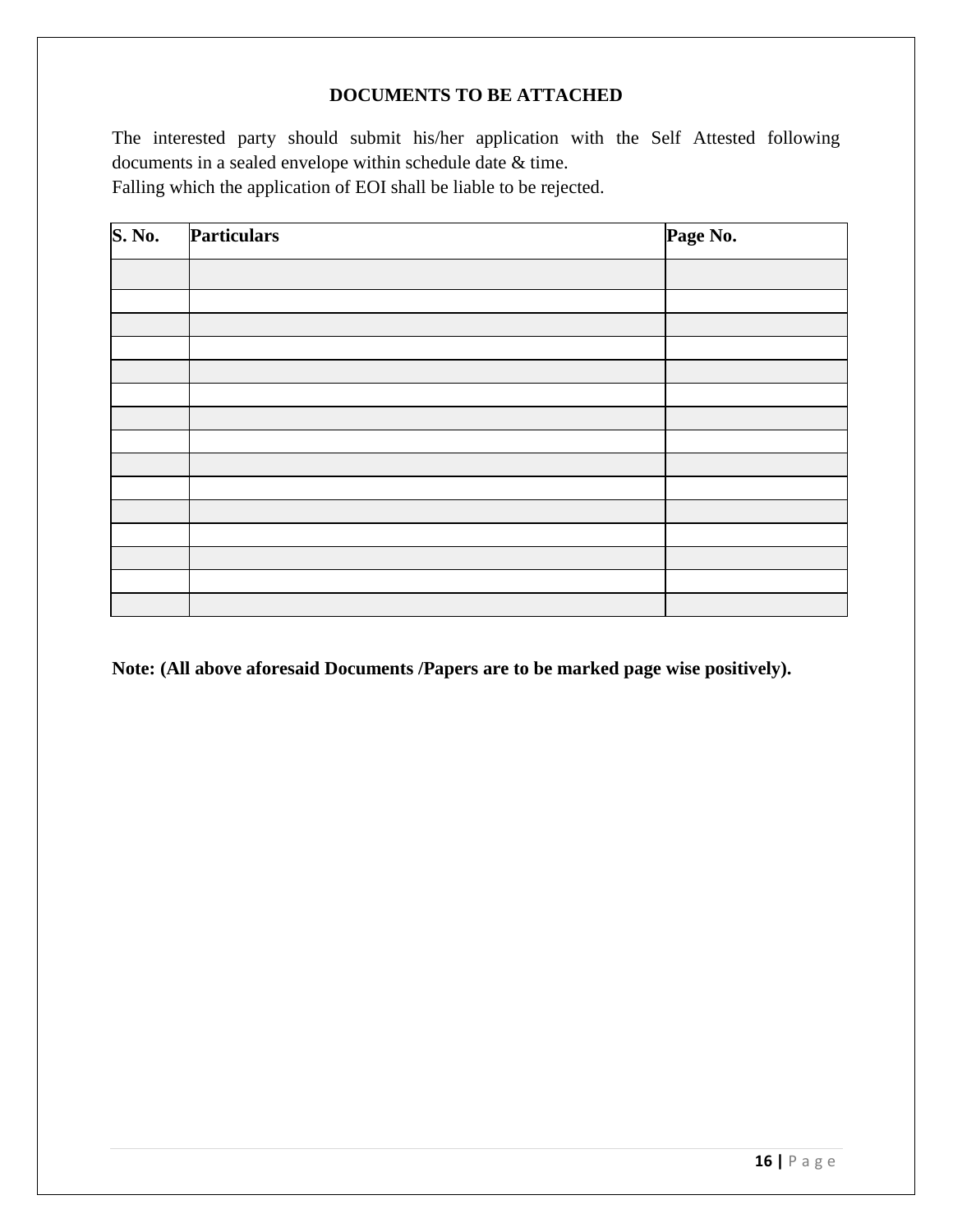**DOCUMENTS TO BE ATTACHED**

The interested party should submit his/her application with the Self Attested following documents in a sealed envelope within schedule date & time.
Falling which the application of EOI shall be liable to be rejected.

| S. No. | Particulars | Page No. |
|---|---|---|
| | | |
| | | |
| | | |
| | | |
| | | |
| | | |
| | | |
| | | |
| | | |
| | | |
| | | |
| | | |
| | | |
| | | |
| | | |

**Note: (All above aforesaid Documents /Papers are to be marked page wise positively).**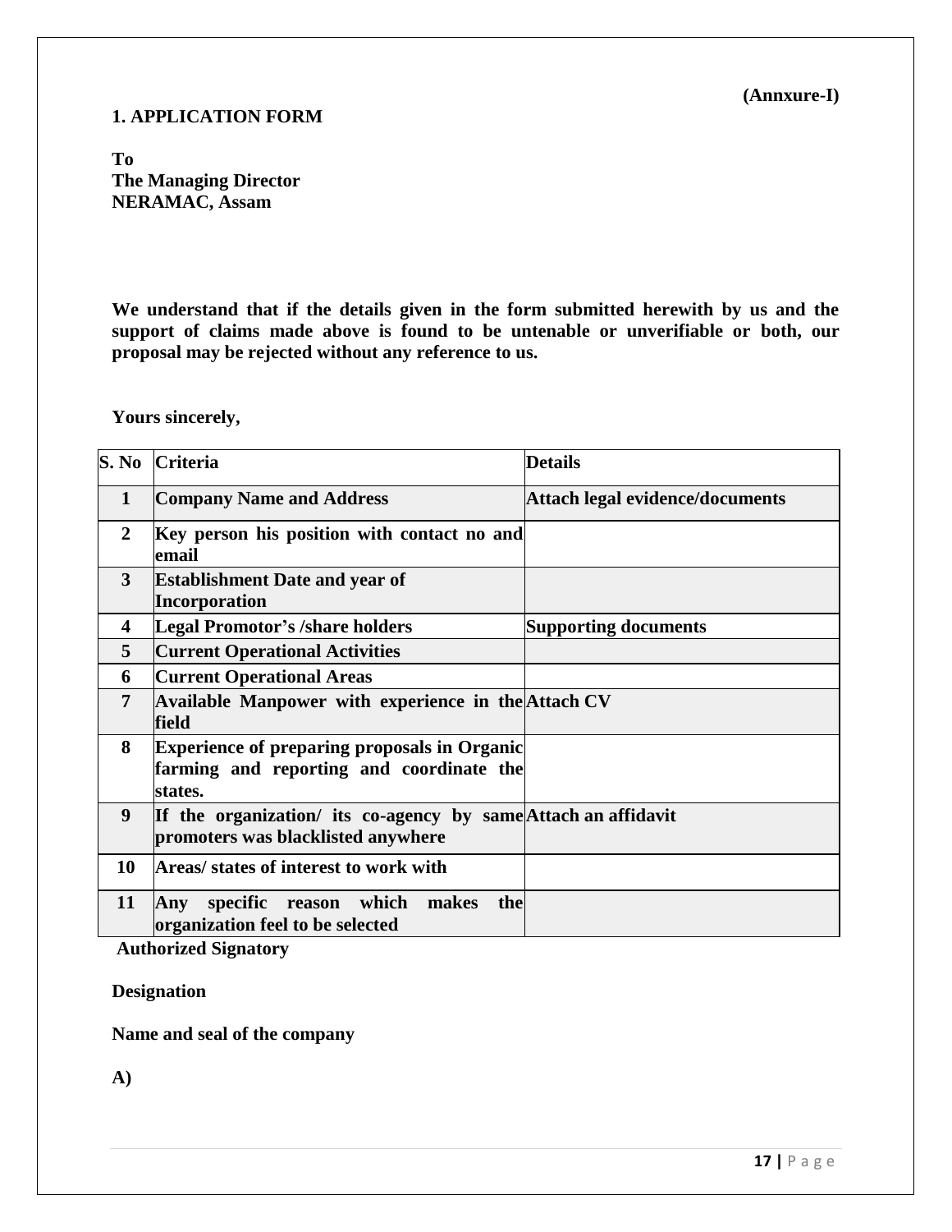**(Annxure-I)**

## 1. APPLICATION FORM

**To**
**The Managing Director**
**NERAMAC, Assam**

**We understand that if the details given in the form submitted herewith by us and the support of claims made above is found to be untenable or unverifiable or both, our proposal may be rejected without any reference to us.**

**Yours sincerely,**

| S. No | Criteria | Details |
|---|---|---|
| 1 | Company Name and Address | Attach legal evidence/documents |
| 2 | Key person his position with contact no and email | |
| 3 | Establishment Date and year of Incorporation | |
| 4 | Legal Promotor's /share holders | Supporting documents |
| 5 | Current Operational Activities | |
| 6 | Current Operational Areas | |
| 7 | Available Manpower with experience in the field | Attach CV |
| 8 | Experience of preparing proposals in Organic farming and reporting and coordinate the states. | |
| 9 | If the organization/ its co-agency by same promoters was blacklisted anywhere | Attach an affidavit |
| 10 | Areas/ states of interest to work with | |
| 11 | Any specific reason which makes the organization feel to be selected | |

**Authorized Signatory**

**Designation**

**Name and seal of the company**

**A)**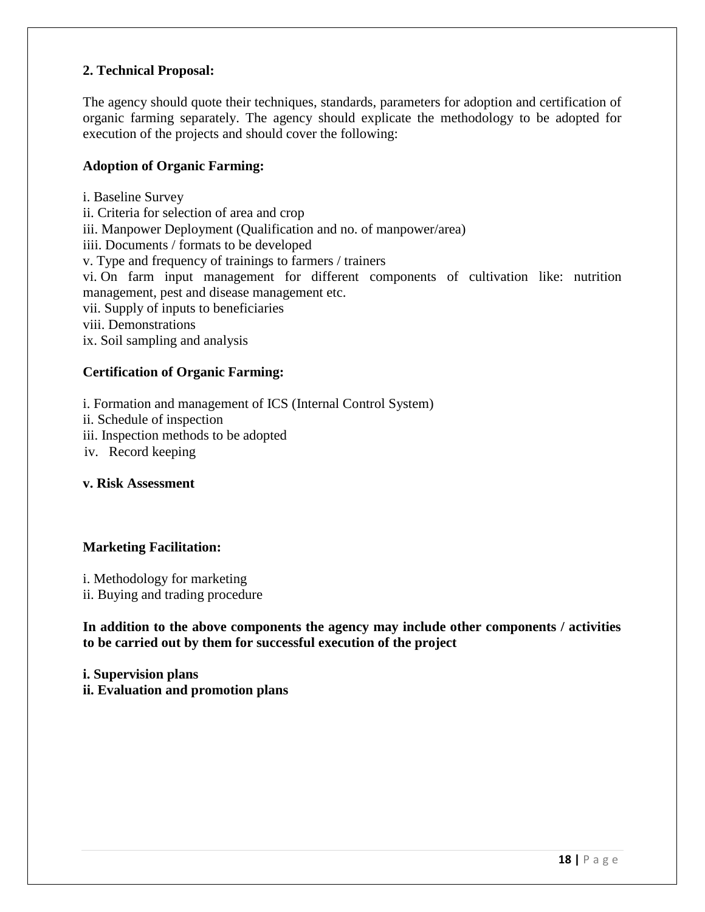**2. Technical Proposal:**

The agency should quote their techniques, standards, parameters for adoption and certification of organic farming separately. The agency should explicate the methodology to be adopted for execution of the projects and should cover the following:

**Adoption of Organic Farming:**

i. Baseline Survey
ii. Criteria for selection of area and crop
iii. Manpower Deployment (Qualification and no. of manpower/area)
iiii. Documents / formats to be developed
v. Type and frequency of trainings to farmers / trainers
vi. On farm input management for different components of cultivation like: nutrition management, pest and disease management etc.
vii. Supply of inputs to beneficiaries
viii. Demonstrations
ix. Soil sampling and analysis

**Certification of Organic Farming:**

i. Formation and management of ICS (Internal Control System)
ii. Schedule of inspection
iii. Inspection methods to be adopted
iv. Record keeping

**v. Risk Assessment**

**Marketing Facilitation:**

i. Methodology for marketing
ii. Buying and trading procedure

**In addition to the above components the agency may include other components / activities to be carried out by them for successful execution of the project**

**i. Supervision plans**
**ii. Evaluation and promotion plans**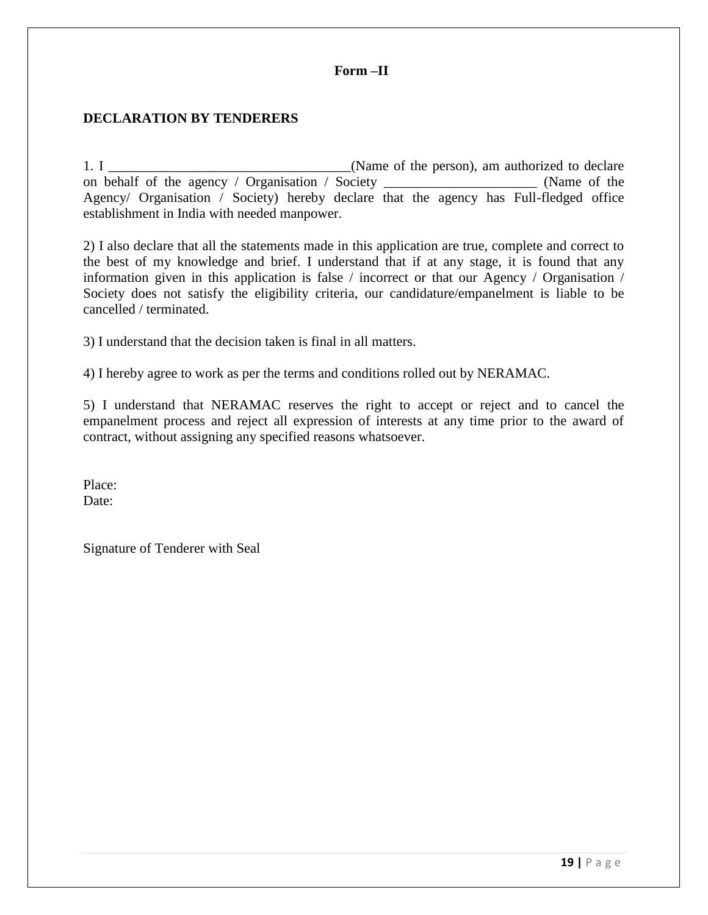**Form –II**

**DECLARATION BY TENDERERS**

1. I ___________________________________(Name of the person), am authorized to declare on behalf of the agency / Organisation / Society ______________________ (Name of the Agency/ Organisation / Society) hereby declare that the agency has Full-fledged office establishment in India with needed manpower.

2) I also declare that all the statements made in this application are true, complete and correct to the best of my knowledge and brief. I understand that if at any stage, it is found that any information given in this application is false / incorrect or that our Agency / Organisation / Society does not satisfy the eligibility criteria, our candidature/empanelment is liable to be cancelled / terminated.

3) I understand that the decision taken is final in all matters.

4) I hereby agree to work as per the terms and conditions rolled out by NERAMAC.

5) I understand that NERAMAC reserves the right to accept or reject and to cancel the empanelment process and reject all expression of interests at any time prior to the award of contract, without assigning any specified reasons whatsoever.

Place:
Date:

Signature of Tenderer with Seal